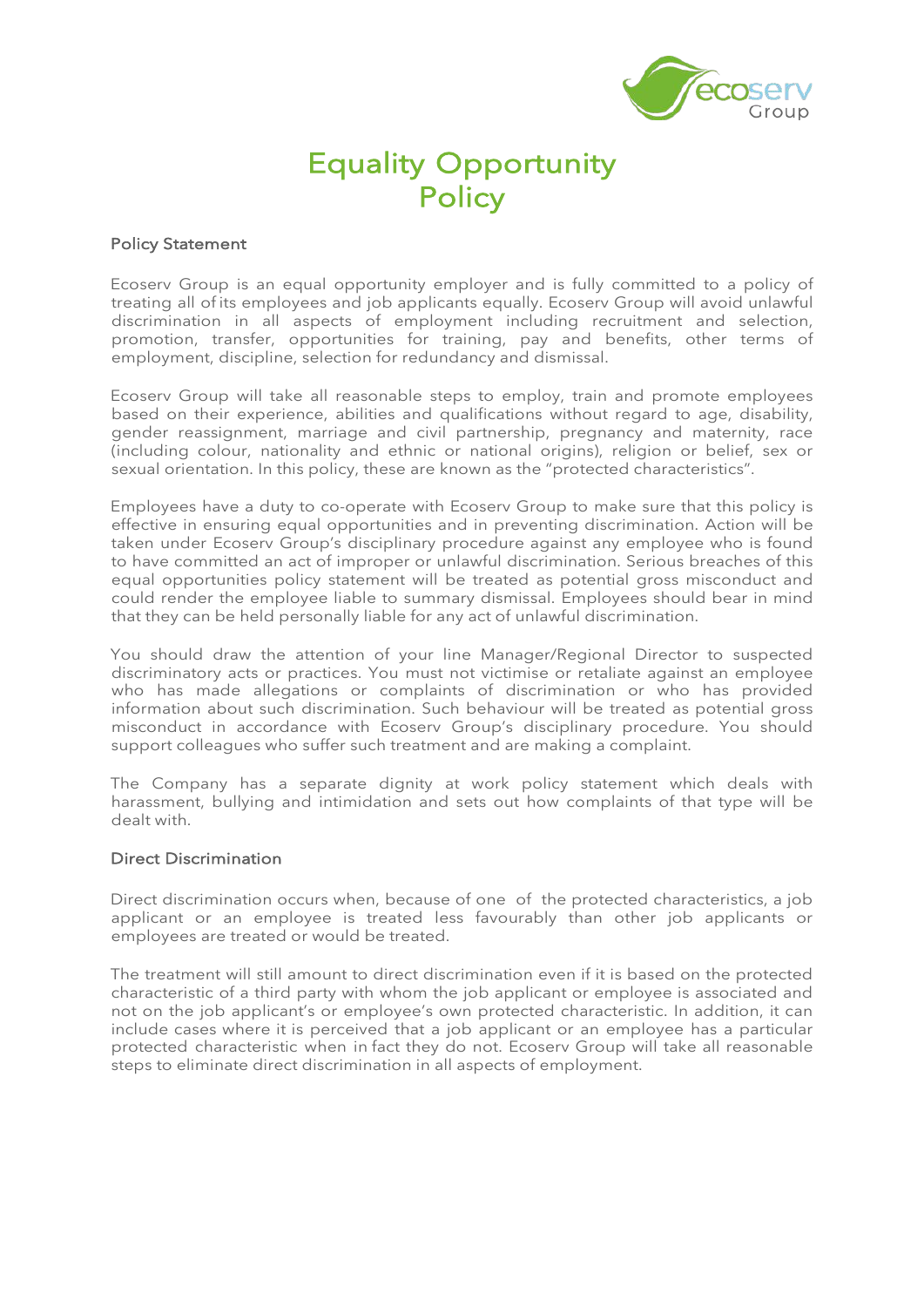# Equality Opportunity Policy

## Policy Statement

Ecoserv Group is an equal opportunity employer and is fully committed to a policy of treating all of its employees and job applicants equally. Ecoserv Group will avoid unlawful discrimination in all aspects of employment including recruitment and selection, promotion, transfer, opportunities for training, pay and benefits, other terms of employment, discipline, selection for redundancy and dismissal.

Ecoserv Group will take all reasonable steps to employ, train and promote employees based on their experience, abilities and qualifications without regard to age, disability, gender reassignment, marriage and civil partnership, pregnancy and maternity, race (including colour, nationality and ethnic or national origins), religion or belief, sex or sexual orientation. In this policy, these are known as the "protected characteristics".

Employees have a duty to co-operate with Ecoserv Group to make sure that this policy is effective in ensuring equal opportunities and in preventing discrimination. Action will be taken under Ecoserv Group's disciplinary procedure against any employee who is found to have committed an act of improper or unlawful discrimination. Serious breaches of this equal opportunities policy statement will be treated as potential gross misconduct and could render the employee liable to summary dismissal. Employees should bear in mind that they can be held personally liable for any act of unlawful discrimination.

You should draw the attention of your line Manager/Regional Director to suspected discriminatory acts or practices. You must not victimise or retaliate against an employee who has made allegations or complaints of discrimination or who has provided information about such discrimination. Such behaviour will be treated as potential gross misconduct in accordance with Ecoserv Group's disciplinary procedure. You should support colleagues who suffer such treatment and are making a complaint.

The Company has a separate dignity at work policy statement which deals with harassment, bullying and intimidation and sets out how complaints of that type will be dealt with.

## Direct Discrimination

Direct discrimination occurs when, because of one of the protected characteristics, a job applicant or an employee is treated less favourably than other job applicants or employees are treated or would be treated.

The treatment will still amount to direct discrimination even if it is based on the protected characteristic of a third party with whom the job applicant or employee is associated and not on the job applicant's or employee's own protected characteristic. In addition, it can include cases where it is perceived that a job applicant or an employee has a particular protected characteristic when in fact they do not. Ecoserv Group will take all reasonable steps to eliminate direct discrimination in all aspects of employment.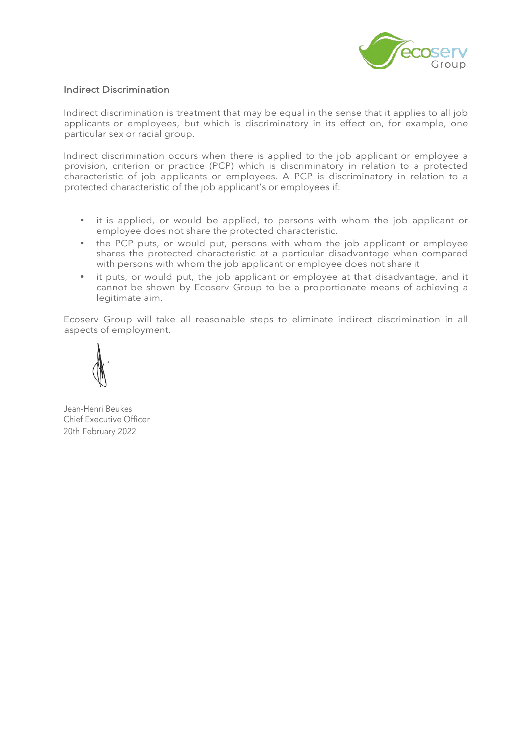## Indirect Discrimination

Indirect discrimination is treatment that may be equal in the sense that it applies to all job applicants or employees, but which is discriminatory in its effect on, for example, one particular sex or racial group.

Indirect discrimination occurs when there is applied to the job applicant or employee a provision, criterion or practice (PCP) which is discriminatory in relation to a protected characteristic of job applicants or employees. A PCP is discriminatory in relation to a protected characteristic of the job applicant's or employees if:

- it is applied, or would be applied, to persons with whom the job applicant or employee does not share the protected characteristic.
- the PCP puts, or would put, persons with whom the job applicant or employee shares the protected characteristic at a particular disadvantage when compared with persons with whom the job applicant or employee does not share it
- it puts, or would put, the job applicant or employee at that disadvantage, and it cannot be shown by Ecoserv Group to be a proportionate means of achieving a legitimate aim.

Ecoserv Group will take all reasonable steps to eliminate indirect discrimination in all aspects of employment.

Jean-Henri Beukes
Chief Executive Officer
20th February 2022